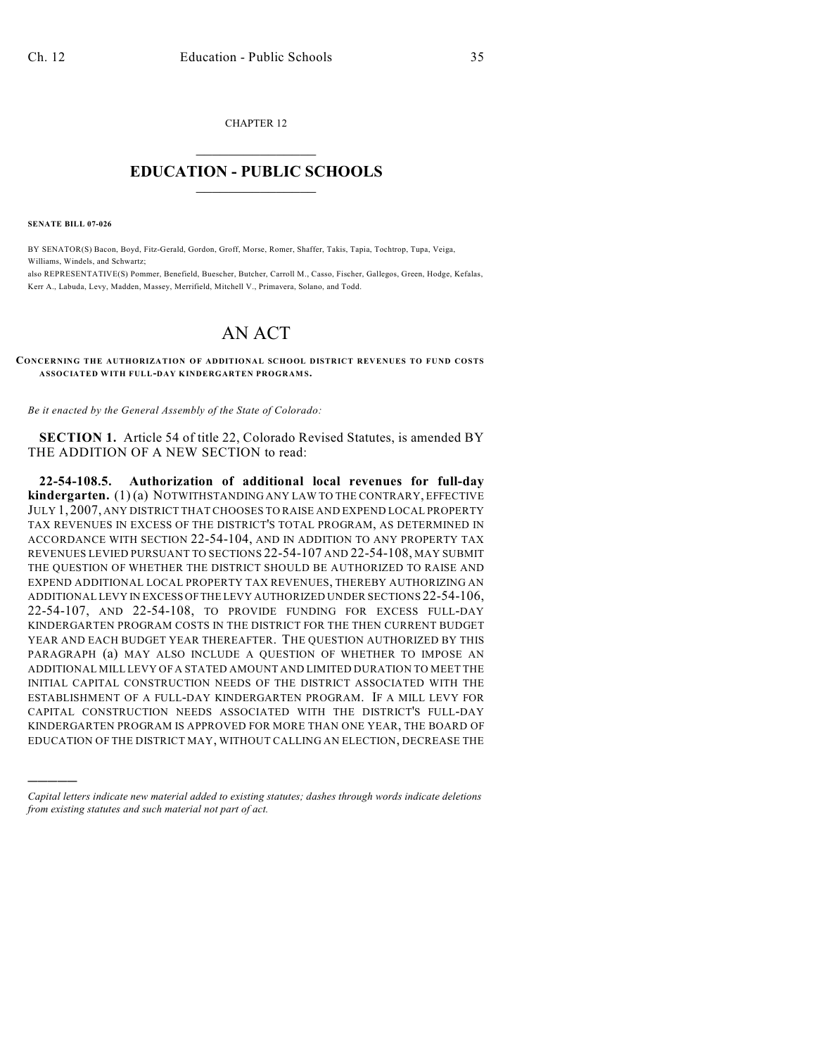CHAPTER 12

# EDUCATION - PUBLIC SCHOOLS

**SENATE BILL 07-026**

BY SENATOR(S) Bacon, Boyd, Fitz-Gerald, Gordon, Groff, Morse, Romer, Shaffer, Takis, Tapia, Tochtrop, Tupa, Veiga, Williams, Windels, and Schwartz;
also REPRESENTATIVE(S) Pommer, Benefield, Buescher, Butcher, Carroll M., Casso, Fischer, Gallegos, Green, Hodge, Kefalas, Kerr A., Labuda, Levy, Madden, Massey, Merrifield, Mitchell V., Primavera, Solano, and Todd.

# AN ACT

**CONCERNING THE AUTHORIZATION OF ADDITIONAL SCHOOL DISTRICT REVENUES TO FUND COSTS ASSOCIATED WITH FULL-DAY KINDERGARTEN PROGRAMS.**

*Be it enacted by the General Assembly of the State of Colorado:*

**SECTION 1.** Article 54 of title 22, Colorado Revised Statutes, is amended BY THE ADDITION OF A NEW SECTION to read:

**22-54-108.5. Authorization of additional local revenues for full-day kindergarten.** (1) (a) NOTWITHSTANDING ANY LAW TO THE CONTRARY, EFFECTIVE JULY 1, 2007, ANY DISTRICT THAT CHOOSES TO RAISE AND EXPEND LOCAL PROPERTY TAX REVENUES IN EXCESS OF THE DISTRICT'S TOTAL PROGRAM, AS DETERMINED IN ACCORDANCE WITH SECTION 22-54-104, AND IN ADDITION TO ANY PROPERTY TAX REVENUES LEVIED PURSUANT TO SECTIONS 22-54-107 AND 22-54-108, MAY SUBMIT THE QUESTION OF WHETHER THE DISTRICT SHOULD BE AUTHORIZED TO RAISE AND EXPEND ADDITIONAL LOCAL PROPERTY TAX REVENUES, THEREBY AUTHORIZING AN ADDITIONAL LEVY IN EXCESS OF THE LEVY AUTHORIZED UNDER SECTIONS 22-54-106, 22-54-107, AND 22-54-108, TO PROVIDE FUNDING FOR EXCESS FULL-DAY KINDERGARTEN PROGRAM COSTS IN THE DISTRICT FOR THE THEN CURRENT BUDGET YEAR AND EACH BUDGET YEAR THEREAFTER. THE QUESTION AUTHORIZED BY THIS PARAGRAPH (a) MAY ALSO INCLUDE A QUESTION OF WHETHER TO IMPOSE AN ADDITIONAL MILL LEVY OF A STATED AMOUNT AND LIMITED DURATION TO MEET THE INITIAL CAPITAL CONSTRUCTION NEEDS OF THE DISTRICT ASSOCIATED WITH THE ESTABLISHMENT OF A FULL-DAY KINDERGARTEN PROGRAM. IF A MILL LEVY FOR CAPITAL CONSTRUCTION NEEDS ASSOCIATED WITH THE DISTRICT'S FULL-DAY KINDERGARTEN PROGRAM IS APPROVED FOR MORE THAN ONE YEAR, THE BOARD OF EDUCATION OF THE DISTRICT MAY, WITHOUT CALLING AN ELECTION, DECREASE THE

---

*Capital letters indicate new material added to existing statutes; dashes through words indicate deletions from existing statutes and such material not part of act.*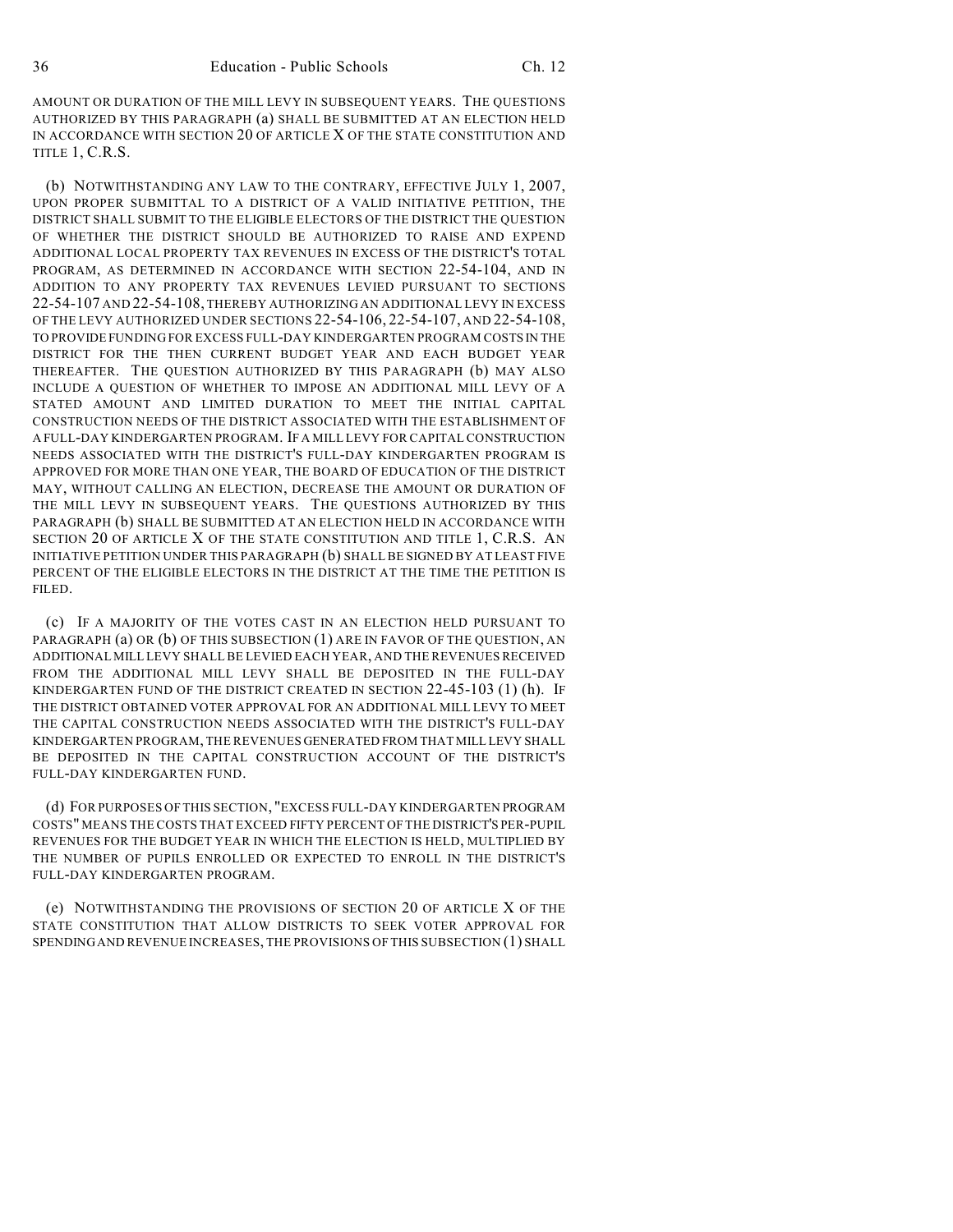AMOUNT OR DURATION OF THE MILL LEVY IN SUBSEQUENT YEARS. THE QUESTIONS AUTHORIZED BY THIS PARAGRAPH (a) SHALL BE SUBMITTED AT AN ELECTION HELD IN ACCORDANCE WITH SECTION 20 OF ARTICLE X OF THE STATE CONSTITUTION AND TITLE 1, C.R.S.

(b) NOTWITHSTANDING ANY LAW TO THE CONTRARY, EFFECTIVE JULY 1, 2007, UPON PROPER SUBMITTAL TO A DISTRICT OF A VALID INITIATIVE PETITION, THE DISTRICT SHALL SUBMIT TO THE ELIGIBLE ELECTORS OF THE DISTRICT THE QUESTION OF WHETHER THE DISTRICT SHOULD BE AUTHORIZED TO RAISE AND EXPEND ADDITIONAL LOCAL PROPERTY TAX REVENUES IN EXCESS OF THE DISTRICT'S TOTAL PROGRAM, AS DETERMINED IN ACCORDANCE WITH SECTION 22-54-104, AND IN ADDITION TO ANY PROPERTY TAX REVENUES LEVIED PURSUANT TO SECTIONS 22-54-107 AND 22-54-108, THEREBY AUTHORIZING AN ADDITIONAL LEVY IN EXCESS OF THE LEVY AUTHORIZED UNDER SECTIONS 22-54-106, 22-54-107, AND 22-54-108, TO PROVIDE FUNDING FOR EXCESS FULL-DAY KINDERGARTEN PROGRAM COSTS IN THE DISTRICT FOR THE THEN CURRENT BUDGET YEAR AND EACH BUDGET YEAR THEREAFTER. THE QUESTION AUTHORIZED BY THIS PARAGRAPH (b) MAY ALSO INCLUDE A QUESTION OF WHETHER TO IMPOSE AN ADDITIONAL MILL LEVY OF A STATED AMOUNT AND LIMITED DURATION TO MEET THE INITIAL CAPITAL CONSTRUCTION NEEDS OF THE DISTRICT ASSOCIATED WITH THE ESTABLISHMENT OF A FULL-DAY KINDERGARTEN PROGRAM. IF A MILL LEVY FOR CAPITAL CONSTRUCTION NEEDS ASSOCIATED WITH THE DISTRICT'S FULL-DAY KINDERGARTEN PROGRAM IS APPROVED FOR MORE THAN ONE YEAR, THE BOARD OF EDUCATION OF THE DISTRICT MAY, WITHOUT CALLING AN ELECTION, DECREASE THE AMOUNT OR DURATION OF THE MILL LEVY IN SUBSEQUENT YEARS. THE QUESTIONS AUTHORIZED BY THIS PARAGRAPH (b) SHALL BE SUBMITTED AT AN ELECTION HELD IN ACCORDANCE WITH SECTION 20 OF ARTICLE X OF THE STATE CONSTITUTION AND TITLE 1, C.R.S. AN INITIATIVE PETITION UNDER THIS PARAGRAPH (b) SHALL BE SIGNED BY AT LEAST FIVE PERCENT OF THE ELIGIBLE ELECTORS IN THE DISTRICT AT THE TIME THE PETITION IS FILED.

(c) IF A MAJORITY OF THE VOTES CAST IN AN ELECTION HELD PURSUANT TO PARAGRAPH (a) OR (b) OF THIS SUBSECTION (1) ARE IN FAVOR OF THE QUESTION, AN ADDITIONAL MILL LEVY SHALL BE LEVIED EACH YEAR, AND THE REVENUES RECEIVED FROM THE ADDITIONAL MILL LEVY SHALL BE DEPOSITED IN THE FULL-DAY KINDERGARTEN FUND OF THE DISTRICT CREATED IN SECTION 22-45-103 (1) (h). IF THE DISTRICT OBTAINED VOTER APPROVAL FOR AN ADDITIONAL MILL LEVY TO MEET THE CAPITAL CONSTRUCTION NEEDS ASSOCIATED WITH THE DISTRICT'S FULL-DAY KINDERGARTEN PROGRAM, THE REVENUES GENERATED FROM THAT MILL LEVY SHALL BE DEPOSITED IN THE CAPITAL CONSTRUCTION ACCOUNT OF THE DISTRICT'S FULL-DAY KINDERGARTEN FUND.

(d) FOR PURPOSES OF THIS SECTION, "EXCESS FULL-DAY KINDERGARTEN PROGRAM COSTS" MEANS THE COSTS THAT EXCEED FIFTY PERCENT OF THE DISTRICT'S PER-PUPIL REVENUES FOR THE BUDGET YEAR IN WHICH THE ELECTION IS HELD, MULTIPLIED BY THE NUMBER OF PUPILS ENROLLED OR EXPECTED TO ENROLL IN THE DISTRICT'S FULL-DAY KINDERGARTEN PROGRAM.

(e) NOTWITHSTANDING THE PROVISIONS OF SECTION 20 OF ARTICLE X OF THE STATE CONSTITUTION THAT ALLOW DISTRICTS TO SEEK VOTER APPROVAL FOR SPENDING AND REVENUE INCREASES, THE PROVISIONS OF THIS SUBSECTION (1) SHALL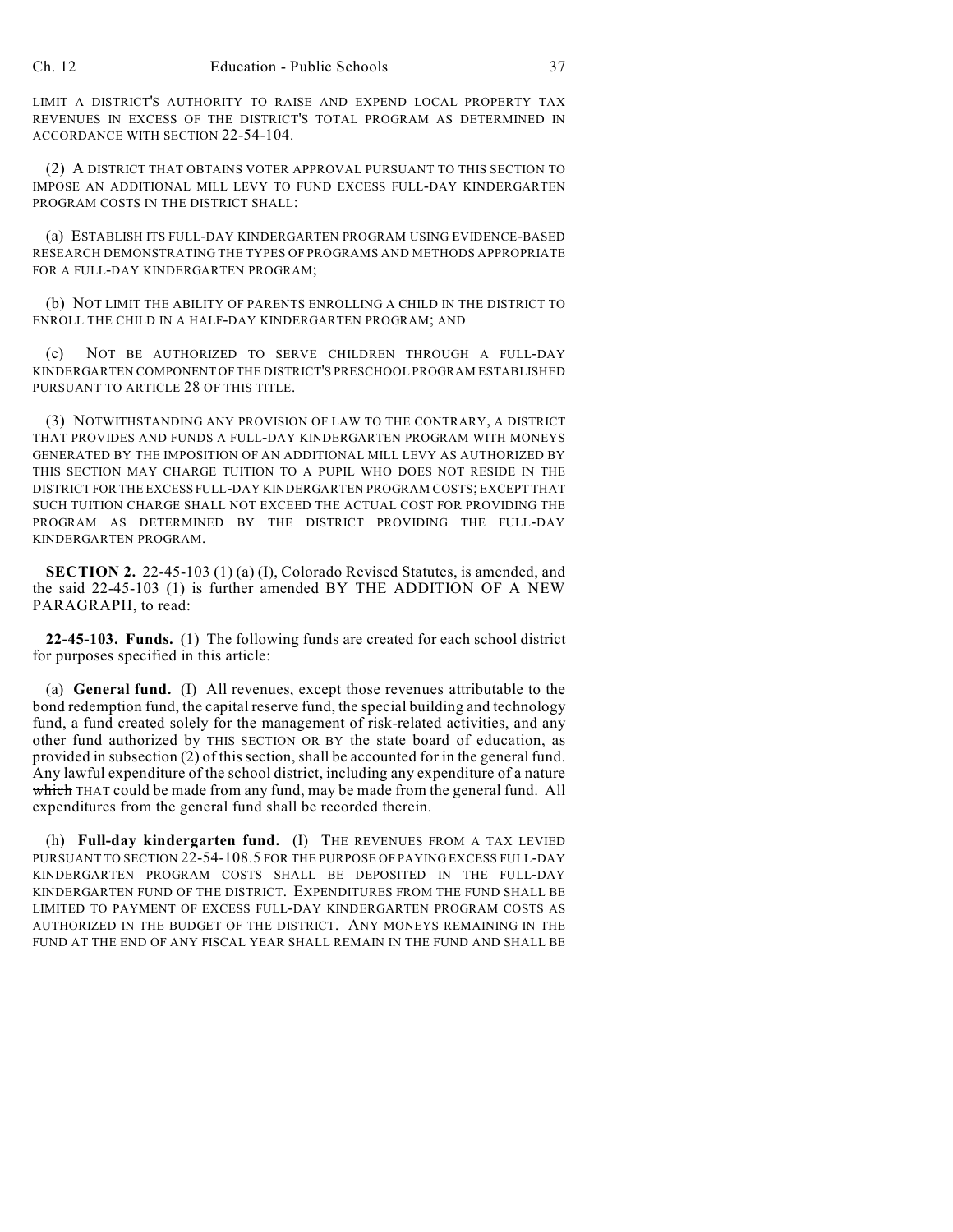LIMIT A DISTRICT'S AUTHORITY TO RAISE AND EXPEND LOCAL PROPERTY TAX REVENUES IN EXCESS OF THE DISTRICT'S TOTAL PROGRAM AS DETERMINED IN ACCORDANCE WITH SECTION 22-54-104.

(2) A DISTRICT THAT OBTAINS VOTER APPROVAL PURSUANT TO THIS SECTION TO IMPOSE AN ADDITIONAL MILL LEVY TO FUND EXCESS FULL-DAY KINDERGARTEN PROGRAM COSTS IN THE DISTRICT SHALL:

(a) ESTABLISH ITS FULL-DAY KINDERGARTEN PROGRAM USING EVIDENCE-BASED RESEARCH DEMONSTRATING THE TYPES OF PROGRAMS AND METHODS APPROPRIATE FOR A FULL-DAY KINDERGARTEN PROGRAM;

(b) NOT LIMIT THE ABILITY OF PARENTS ENROLLING A CHILD IN THE DISTRICT TO ENROLL THE CHILD IN A HALF-DAY KINDERGARTEN PROGRAM; AND

(c) NOT BE AUTHORIZED TO SERVE CHILDREN THROUGH A FULL-DAY KINDERGARTEN COMPONENT OF THE DISTRICT'S PRESCHOOL PROGRAM ESTABLISHED PURSUANT TO ARTICLE 28 OF THIS TITLE.

(3) NOTWITHSTANDING ANY PROVISION OF LAW TO THE CONTRARY, A DISTRICT THAT PROVIDES AND FUNDS A FULL-DAY KINDERGARTEN PROGRAM WITH MONEYS GENERATED BY THE IMPOSITION OF AN ADDITIONAL MILL LEVY AS AUTHORIZED BY THIS SECTION MAY CHARGE TUITION TO A PUPIL WHO DOES NOT RESIDE IN THE DISTRICT FOR THE EXCESS FULL-DAY KINDERGARTEN PROGRAM COSTS; EXCEPT THAT SUCH TUITION CHARGE SHALL NOT EXCEED THE ACTUAL COST FOR PROVIDING THE PROGRAM AS DETERMINED BY THE DISTRICT PROVIDING THE FULL-DAY KINDERGARTEN PROGRAM.

**SECTION 2.** 22-45-103 (1) (a) (I), Colorado Revised Statutes, is amended, and the said 22-45-103 (1) is further amended BY THE ADDITION OF A NEW PARAGRAPH, to read:

**22-45-103. Funds.** (1) The following funds are created for each school district for purposes specified in this article:

(a) **General fund.** (I) All revenues, except those revenues attributable to the bond redemption fund, the capital reserve fund, the special building and technology fund, a fund created solely for the management of risk-related activities, and any other fund authorized by THIS SECTION OR BY the state board of education, as provided in subsection (2) of this section, shall be accounted for in the general fund. Any lawful expenditure of the school district, including any expenditure of a nature ~~which~~ THAT could be made from any fund, may be made from the general fund. All expenditures from the general fund shall be recorded therein.

(h) **Full-day kindergarten fund.** (I) THE REVENUES FROM A TAX LEVIED PURSUANT TO SECTION 22-54-108.5 FOR THE PURPOSE OF PAYING EXCESS FULL-DAY KINDERGARTEN PROGRAM COSTS SHALL BE DEPOSITED IN THE FULL-DAY KINDERGARTEN FUND OF THE DISTRICT. EXPENDITURES FROM THE FUND SHALL BE LIMITED TO PAYMENT OF EXCESS FULL-DAY KINDERGARTEN PROGRAM COSTS AS AUTHORIZED IN THE BUDGET OF THE DISTRICT. ANY MONEYS REMAINING IN THE FUND AT THE END OF ANY FISCAL YEAR SHALL REMAIN IN THE FUND AND SHALL BE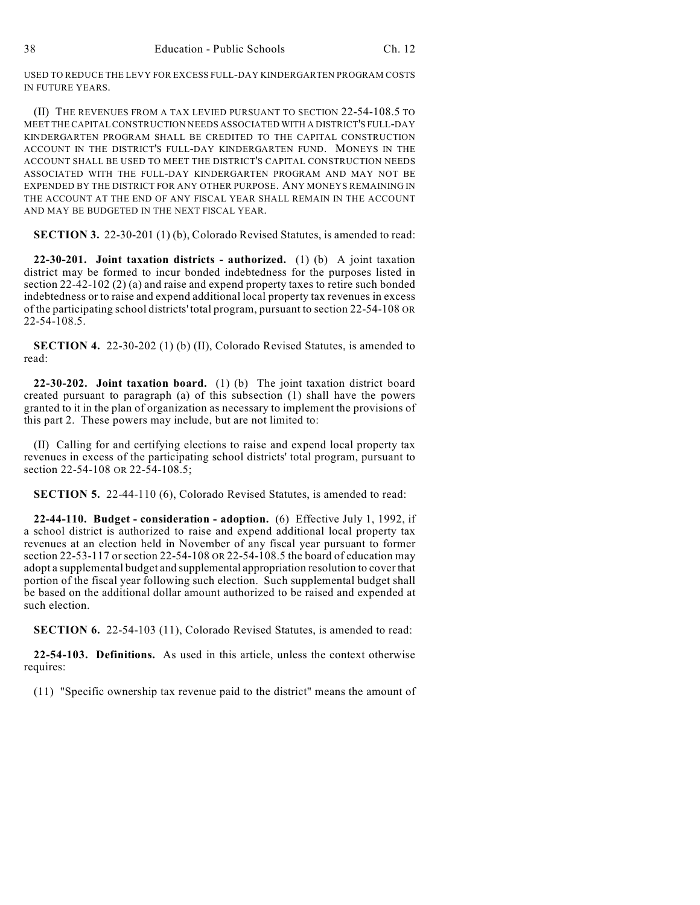USED TO REDUCE THE LEVY FOR EXCESS FULL-DAY KINDERGARTEN PROGRAM COSTS IN FUTURE YEARS.

(II) THE REVENUES FROM A TAX LEVIED PURSUANT TO SECTION 22-54-108.5 TO MEET THE CAPITAL CONSTRUCTION NEEDS ASSOCIATED WITH A DISTRICT'S FULL-DAY KINDERGARTEN PROGRAM SHALL BE CREDITED TO THE CAPITAL CONSTRUCTION ACCOUNT IN THE DISTRICT'S FULL-DAY KINDERGARTEN FUND. MONEYS IN THE ACCOUNT SHALL BE USED TO MEET THE DISTRICT'S CAPITAL CONSTRUCTION NEEDS ASSOCIATED WITH THE FULL-DAY KINDERGARTEN PROGRAM AND MAY NOT BE EXPENDED BY THE DISTRICT FOR ANY OTHER PURPOSE. ANY MONEYS REMAINING IN THE ACCOUNT AT THE END OF ANY FISCAL YEAR SHALL REMAIN IN THE ACCOUNT AND MAY BE BUDGETED IN THE NEXT FISCAL YEAR.

**SECTION 3.** 22-30-201 (1) (b), Colorado Revised Statutes, is amended to read:

**22-30-201. Joint taxation districts - authorized.** (1) (b) A joint taxation district may be formed to incur bonded indebtedness for the purposes listed in section 22-42-102 (2) (a) and raise and expend property taxes to retire such bonded indebtedness or to raise and expend additional local property tax revenues in excess of the participating school districts' total program, pursuant to section 22-54-108 OR 22-54-108.5.

**SECTION 4.** 22-30-202 (1) (b) (II), Colorado Revised Statutes, is amended to read:

**22-30-202. Joint taxation board.** (1) (b) The joint taxation district board created pursuant to paragraph (a) of this subsection (1) shall have the powers granted to it in the plan of organization as necessary to implement the provisions of this part 2. These powers may include, but are not limited to:

(II) Calling for and certifying elections to raise and expend local property tax revenues in excess of the participating school districts' total program, pursuant to section 22-54-108 OR 22-54-108.5;

**SECTION 5.** 22-44-110 (6), Colorado Revised Statutes, is amended to read:

**22-44-110. Budget - consideration - adoption.** (6) Effective July 1, 1992, if a school district is authorized to raise and expend additional local property tax revenues at an election held in November of any fiscal year pursuant to former section 22-53-117 or section 22-54-108 OR 22-54-108.5 the board of education may adopt a supplemental budget and supplemental appropriation resolution to cover that portion of the fiscal year following such election. Such supplemental budget shall be based on the additional dollar amount authorized to be raised and expended at such election.

**SECTION 6.** 22-54-103 (11), Colorado Revised Statutes, is amended to read:

**22-54-103. Definitions.** As used in this article, unless the context otherwise requires:

(11) "Specific ownership tax revenue paid to the district" means the amount of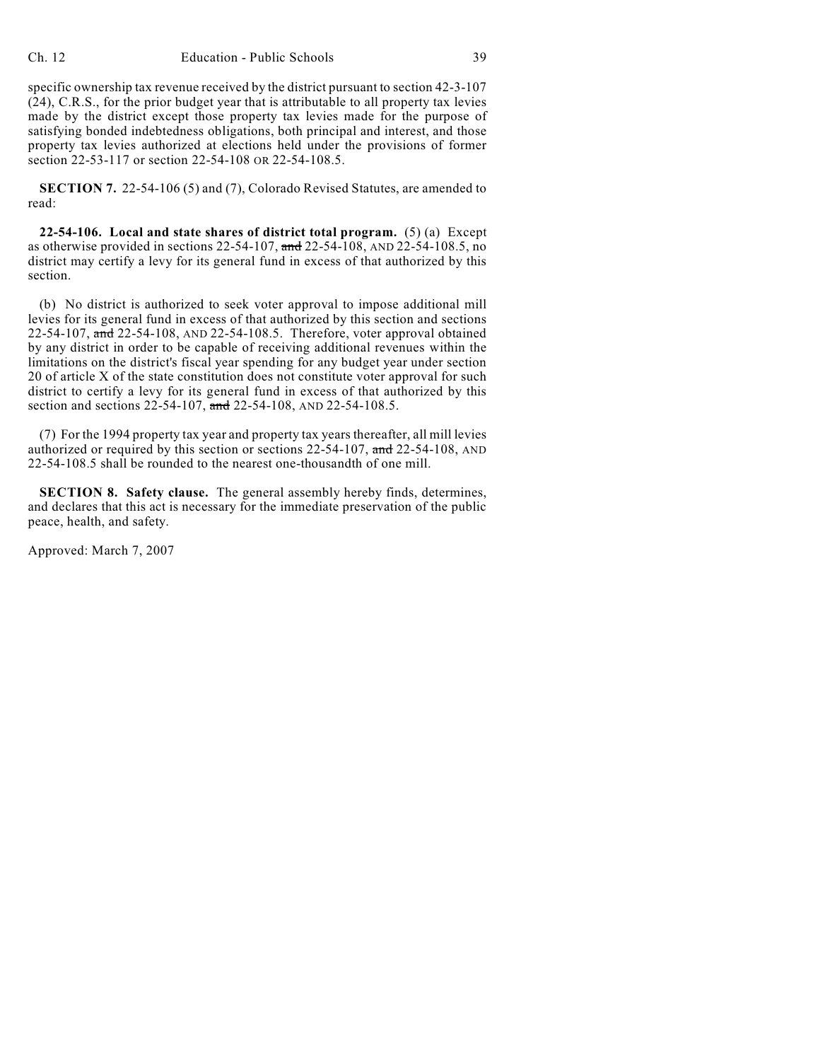specific ownership tax revenue received by the district pursuant to section 42-3-107 (24), C.R.S., for the prior budget year that is attributable to all property tax levies made by the district except those property tax levies made for the purpose of satisfying bonded indebtedness obligations, both principal and interest, and those property tax levies authorized at elections held under the provisions of former section 22-53-117 or section 22-54-108 OR 22-54-108.5.

**SECTION 7.** 22-54-106 (5) and (7), Colorado Revised Statutes, are amended to read:

**22-54-106. Local and state shares of district total program.** (5) (a) Except as otherwise provided in sections 22-54-107, ~~and~~ 22-54-108, AND 22-54-108.5, no district may certify a levy for its general fund in excess of that authorized by this section.

(b) No district is authorized to seek voter approval to impose additional mill levies for its general fund in excess of that authorized by this section and sections 22-54-107, ~~and~~ 22-54-108, AND 22-54-108.5. Therefore, voter approval obtained by any district in order to be capable of receiving additional revenues within the limitations on the district's fiscal year spending for any budget year under section 20 of article X of the state constitution does not constitute voter approval for such district to certify a levy for its general fund in excess of that authorized by this section and sections 22-54-107, ~~and~~ 22-54-108, AND 22-54-108.5.

(7) For the 1994 property tax year and property tax years thereafter, all mill levies authorized or required by this section or sections 22-54-107, ~~and~~ 22-54-108, AND 22-54-108.5 shall be rounded to the nearest one-thousandth of one mill.

**SECTION 8. Safety clause.** The general assembly hereby finds, determines, and declares that this act is necessary for the immediate preservation of the public peace, health, and safety.

Approved: March 7, 2007